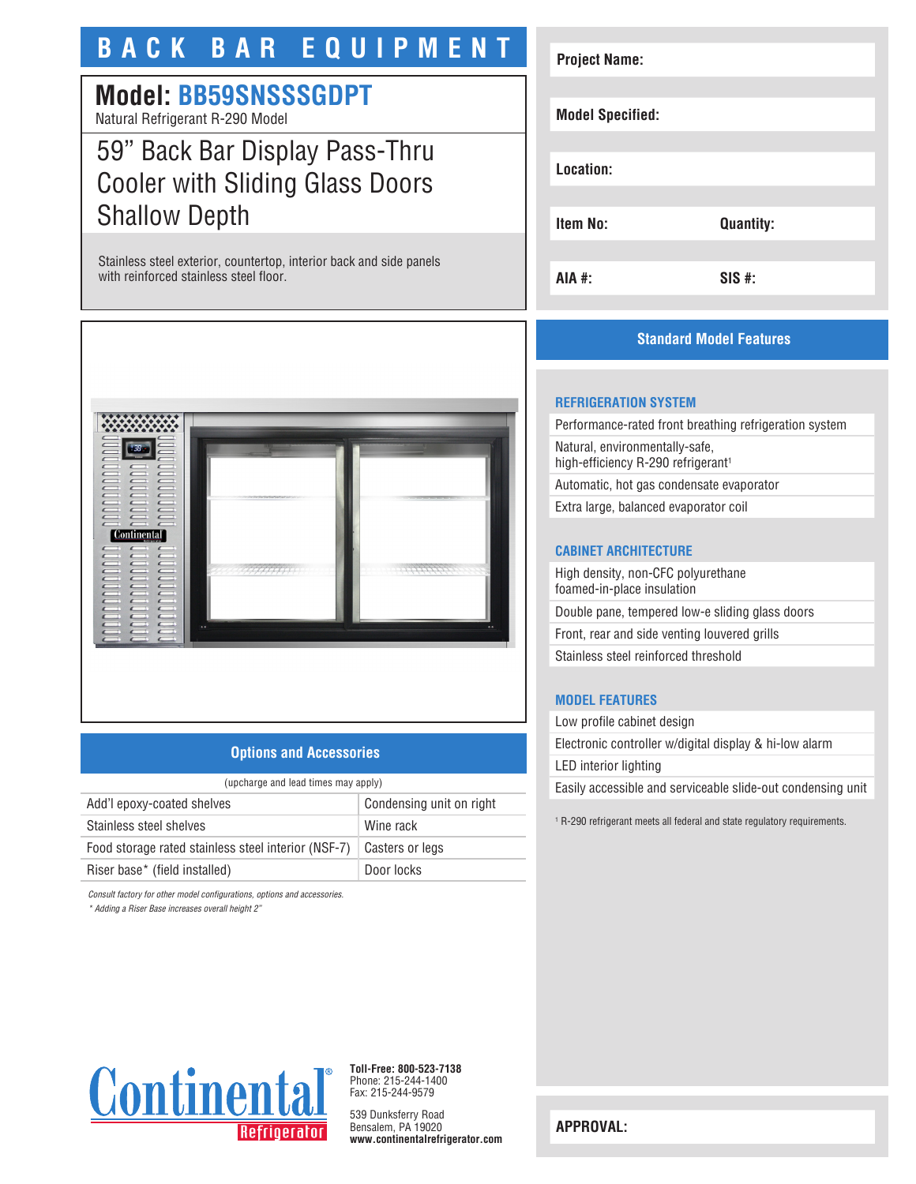# BACK BAR EQUIPMENT

## Model: BB59SNSSSGDPT

Natural Refrigerant R-290 Model

## 59" Back Bar Display Pass-Thru Cooler with Sliding Glass Doors Shallow Depth

Stainless steel exterior, countertop, interior back and side panels with reinforced stainless steel floor.

| Project Name: | |
|---|---|
| Model Specified: | |
| Location: | |
| Item No: | Quantity: |
| AIA #: | SIS #: |

## Standard Model Features

### REFRIGERATION SYSTEM

- Performance-rated front breathing refrigeration system
- Natural, environmentally-safe, high-efficiency R-290 refrigerant[1]
- Automatic, hot gas condensate evaporator
- Extra large, balanced evaporator coil

### CABINET ARCHITECTURE

- High density, non-CFC polyurethane foamed-in-place insulation
- Double pane, tempered low-e sliding glass doors
- Front, rear and side venting louvered grills
- Stainless steel reinforced threshold

### MODEL FEATURES

- Low profile cabinet design
- Electronic controller w/digital display & hi-low alarm
- LED interior lighting
- Easily accessible and serviceable slide-out condensing unit

[1] R-290 refrigerant meets all federal and state regulatory requirements.

## Options and Accessories

(upcharge and lead times may apply)

| | |
|---|---|
| Add'l epoxy-coated shelves | Condensing unit on right |
| Stainless steel shelves | Wine rack |
| Food storage rated stainless steel interior (NSF-7) | Casters or legs |
| Riser base* (field installed) | Door locks |

*Consult factory for other model configurations, options and accessories.*

*\* Adding a Riser Base increases overall height 2"*

Continental Refrigerator

**Toll-Free: 800-523-7138**
Phone: 215-244-1400
Fax: 215-244-9579

539 Dunksferry Road
Bensalem, PA 19020
**www.continentalrefrigerator.com**

**APPROVAL:**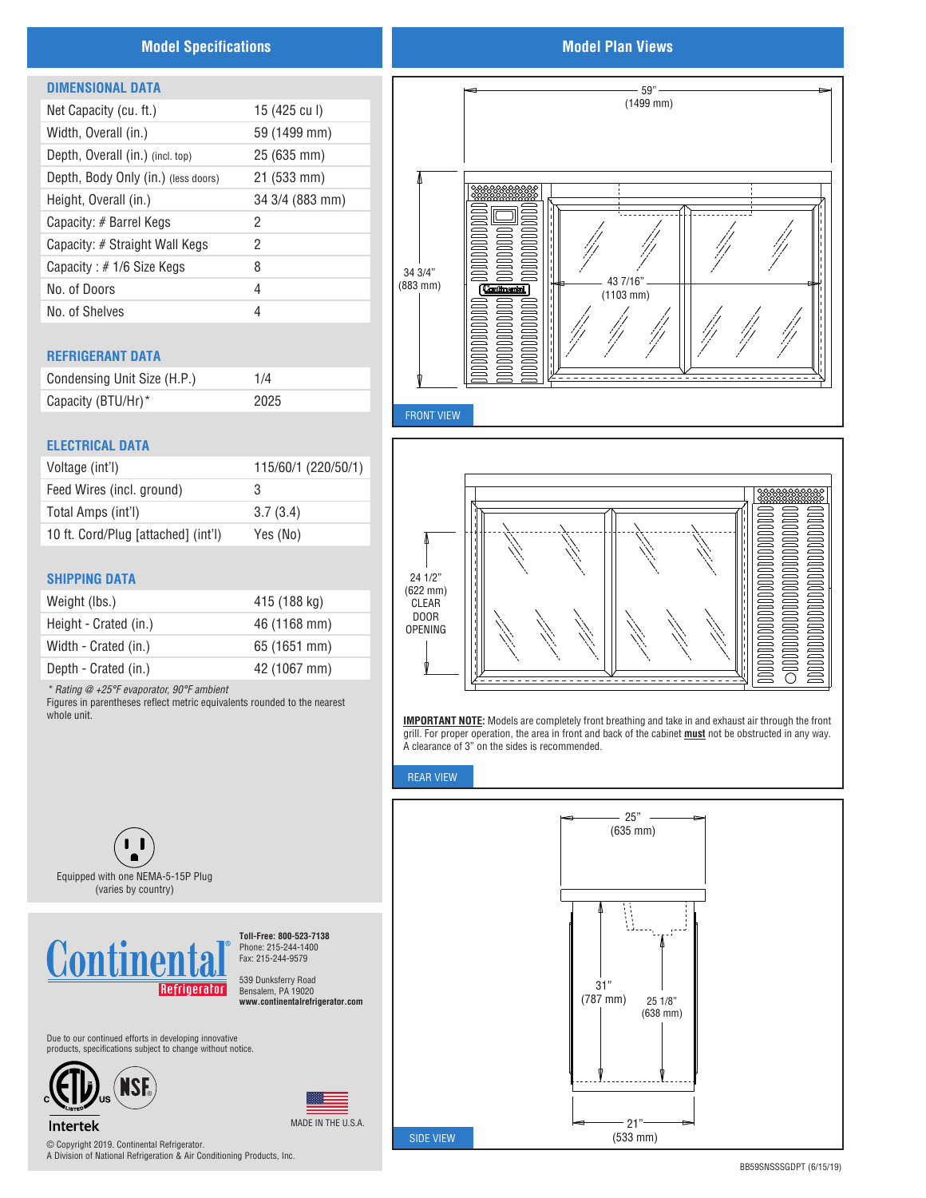## Model Specifications

### DIMENSIONAL DATA

| | |
|---|---|
| Net Capacity (cu. ft.) | 15 (425 cu l) |
| Width, Overall (in.) | 59 (1499 mm) |
| Depth, Overall (in.) (incl. top) | 25 (635 mm) |
| Depth, Body Only (in.) (less doors) | 21 (533 mm) |
| Height, Overall (in.) | 34 3/4 (883 mm) |
| Capacity: # Barrel Kegs | 2 |
| Capacity: # Straight Wall Kegs | 2 |
| Capacity : # 1/6 Size Kegs | 8 |
| No. of Doors | 4 |
| No. of Shelves | 4 |

### REFRIGERANT DATA

| | |
|---|---|
| Condensing Unit Size (H.P.) | 1/4 |
| Capacity (BTU/Hr)* | 2025 |

### ELECTRICAL DATA

| | |
|---|---|
| Voltage (int'l) | 115/60/1 (220/50/1) |
| Feed Wires (incl. ground) | 3 |
| Total Amps (int'l) | 3.7 (3.4) |
| 10 ft. Cord/Plug [attached] (int'l) | Yes (No) |

### SHIPPING DATA

| | |
|---|---|
| Weight (lbs.) | 415 (188 kg) |
| Height - Crated (in.) | 46 (1168 mm) |
| Width - Crated (in.) | 65 (1651 mm) |
| Depth - Crated (in.) | 42 (1067 mm) |

*\* Rating @ +25°F evaporator, 90°F ambient*

Figures in parentheses reflect metric equivalents rounded to the nearest whole unit.

Equipped with one NEMA-5-15P Plug (varies by country)

**Continental Refrigerator**

**Toll-Free: 800-523-7138**
Phone: 215-244-1400
Fax: 215-244-9579

539 Dunksferry Road
Bensalem, PA 19020
**www.continentalrefrigerator.com**

Due to our continued efforts in developing innovative products, specifications subject to change without notice.

Intertek

MADE IN THE U.S.A.

© Copyright 2019. Continental Refrigerator.
A Division of National Refrigeration & Air Conditioning Products, Inc.

## Model Plan Views

59"
(1499 mm)

34 3/4"
(883 mm)

43 7/16"
(1103 mm)

FRONT VIEW

24 1/2"
(622 mm)
CLEAR
DOOR
OPENING

**IMPORTANT NOTE:** Models are completely front breathing and take in and exhaust air through the front grill. For proper operation, the area in front and back of the cabinet **must** not be obstructed in any way. A clearance of 3" on the sides is recommended.

REAR VIEW

25"
(635 mm)

31"
(787 mm)

25 1/8"
(638 mm)

21"
(533 mm)

SIDE VIEW

BB59SNSSSGDPT (6/15/19)